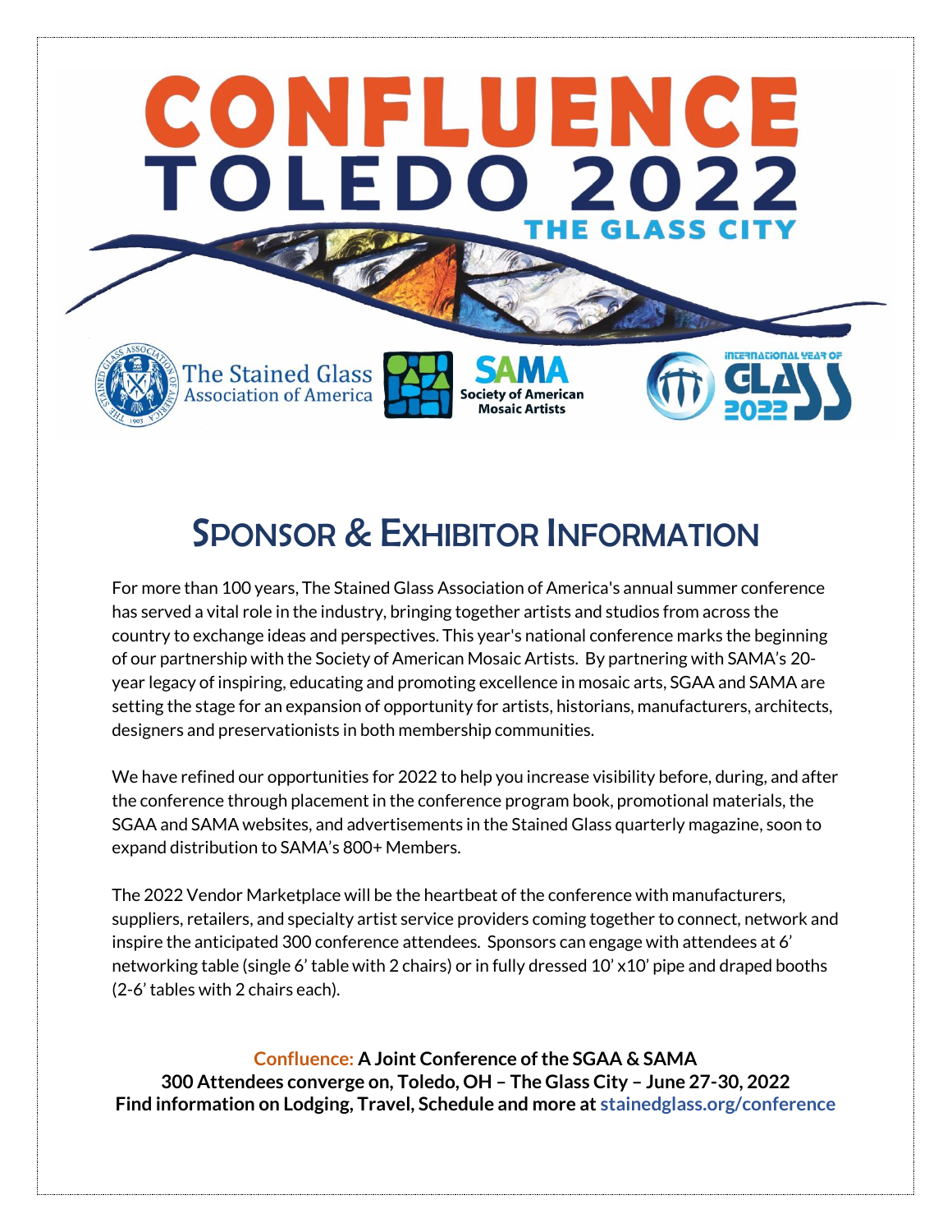# CONFLUENCE
# TOLEDO 2022
## THE GLASS CITY

The Stained Glass Association of America

SAMA Society of American Mosaic Artists

International Year of Glass 2022

## Sponsor & Exhibitor Information

For more than 100 years, The Stained Glass Association of America's annual summer conference has served a vital role in the industry, bringing together artists and studios from across the country to exchange ideas and perspectives. This year's national conference marks the beginning of our partnership with the Society of American Mosaic Artists. By partnering with SAMA's 20-year legacy of inspiring, educating and promoting excellence in mosaic arts, SGAA and SAMA are setting the stage for an expansion of opportunity for artists, historians, manufacturers, architects, designers and preservationists in both membership communities.

We have refined our opportunities for 2022 to help you increase visibility before, during, and after the conference through placement in the conference program book, promotional materials, the SGAA and SAMA websites, and advertisements in the Stained Glass quarterly magazine, soon to expand distribution to SAMA's 800+ Members.

The 2022 Vendor Marketplace will be the heartbeat of the conference with manufacturers, suppliers, retailers, and specialty artist service providers coming together to connect, network and inspire the anticipated 300 conference attendees. Sponsors can engage with attendees at 6' networking table (single 6' table with 2 chairs) or in fully dressed 10' x10' pipe and draped booths (2-6' tables with 2 chairs each).

**Confluence: A Joint Conference of the SGAA & SAMA**
**300 Attendees converge on, Toledo, OH – The Glass City – June 27-30, 2022**
**Find information on Lodging, Travel, Schedule and more at stainedglass.org/conference**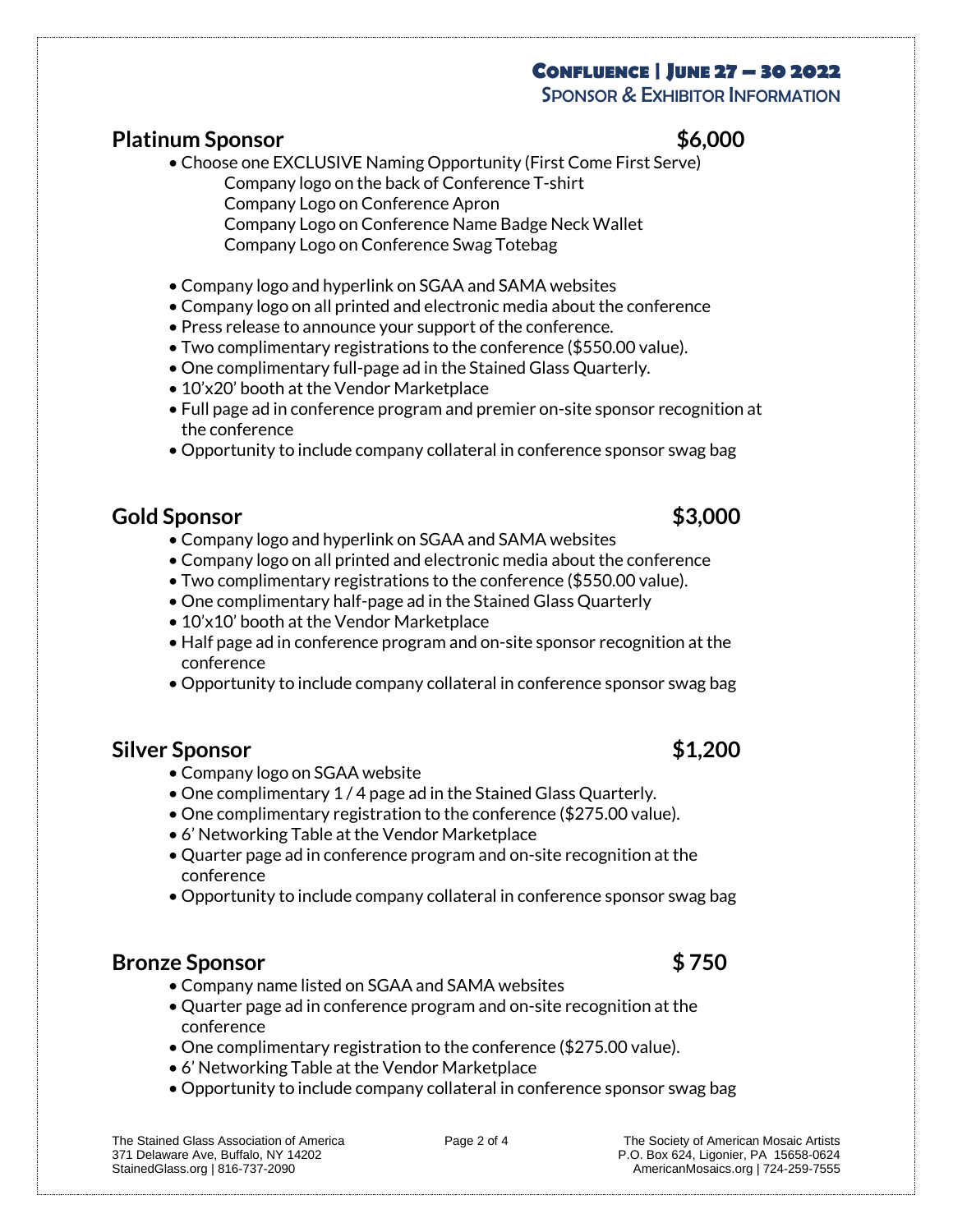## Platinum Sponsor — $6,000

- Choose one EXCLUSIVE Naming Opportunity (First Come First Serve)
  - Company logo on the back of Conference T-shirt
  - Company Logo on Conference Apron
  - Company Logo on Conference Name Badge Neck Wallet
  - Company Logo on Conference Swag Totebag
- Company logo and hyperlink on SGAA and SAMA websites
- Company logo on all printed and electronic media about the conference
- Press release to announce your support of the conference.
- Two complimentary registrations to the conference ($550.00 value).
- One complimentary full-page ad in the Stained Glass Quarterly.
- 10'x20' booth at the Vendor Marketplace
- Full page ad in conference program and premier on-site sponsor recognition at the conference
- Opportunity to include company collateral in conference sponsor swag bag

## Gold Sponsor — $3,000

- Company logo and hyperlink on SGAA and SAMA websites
- Company logo on all printed and electronic media about the conference
- Two complimentary registrations to the conference ($550.00 value).
- One complimentary half-page ad in the Stained Glass Quarterly
- 10'x10' booth at the Vendor Marketplace
- Half page ad in conference program and on-site sponsor recognition at the conference
- Opportunity to include company collateral in conference sponsor swag bag

## Silver Sponsor — $1,200

- Company logo on SGAA website
- One complimentary 1 / 4 page ad in the Stained Glass Quarterly.
- One complimentary registration to the conference ($275.00 value).
- 6' Networking Table at the Vendor Marketplace
- Quarter page ad in conference program and on-site recognition at the conference
- Opportunity to include company collateral in conference sponsor swag bag

## Bronze Sponsor — $ 750

- Company name listed on SGAA and SAMA websites
- Quarter page ad in conference program and on-site recognition at the conference
- One complimentary registration to the conference ($275.00 value).
- 6' Networking Table at the Vendor Marketplace
- Opportunity to include company collateral in conference sponsor swag bag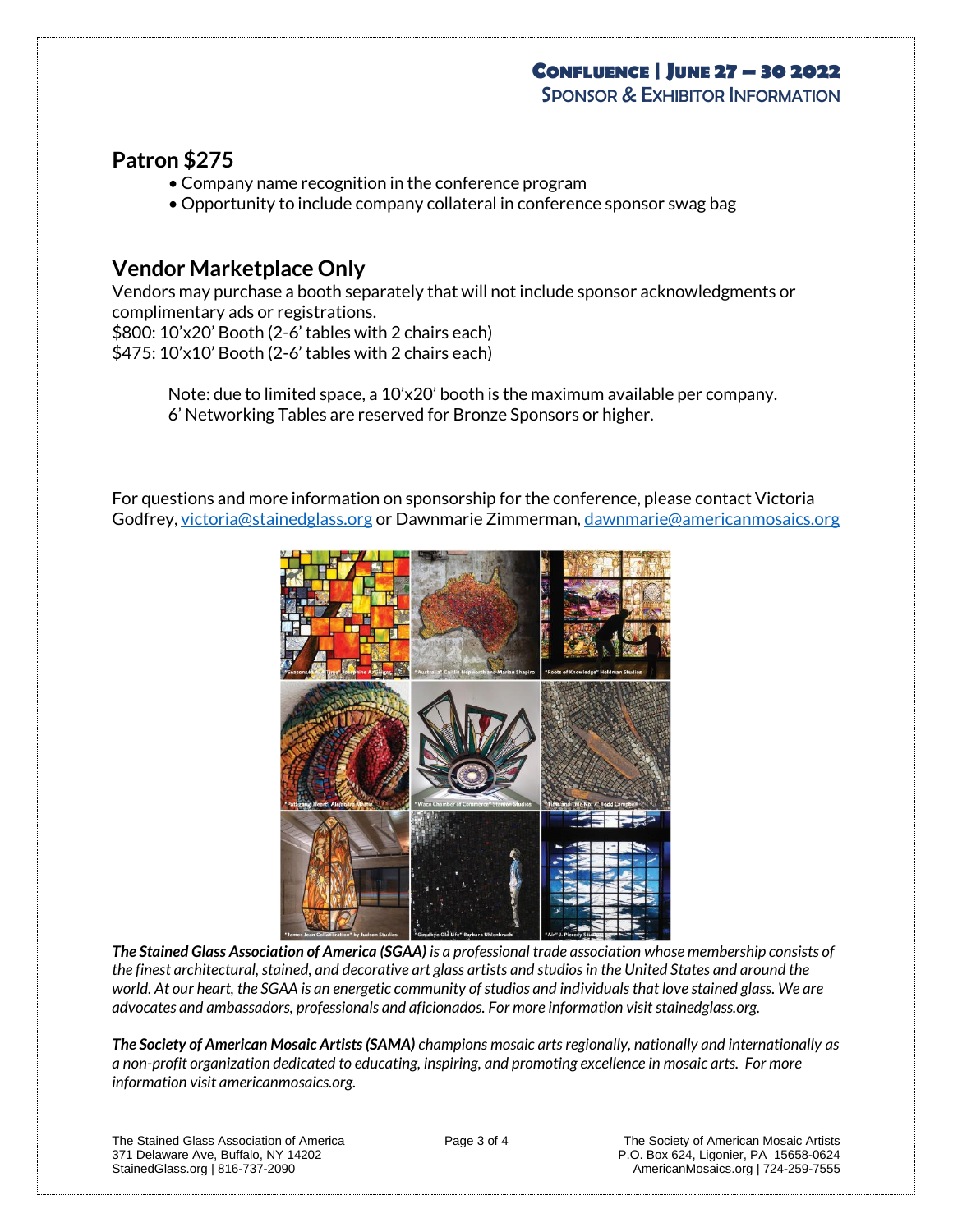## Patron $275

- Company name recognition in the conference program
- Opportunity to include company collateral in conference sponsor swag bag

## Vendor Marketplace Only

Vendors may purchase a booth separately that will not include sponsor acknowledgments or complimentary ads or registrations.
$800: 10'x20' Booth (2-6' tables with 2 chairs each)
$475: 10'x10' Booth (2-6' tables with 2 chairs each)

> Note: due to limited space, a 10'x20' booth is the maximum available per company.
> 6' Networking Tables are reserved for Bronze Sponsors or higher.

For questions and more information on sponsorship for the conference, please contact Victoria Godfrey, [victoria@stainedglass.org](mailto:victoria@stainedglass.org) or Dawnmarie Zimmerman, [dawnmarie@americanmosaics.org](mailto:dawnmarie@americanmosaics.org)

***The Stained Glass Association of America (SGAA)*** *is a professional trade association whose membership consists of the finest architectural, stained, and decorative art glass artists and studios in the United States and around the world. At our heart, the SGAA is an energetic community of studios and individuals that love stained glass. We are advocates and ambassadors, professionals and aficionados. For more information visit stainedglass.org.*

***The Society of American Mosaic Artists (SAMA)*** *champions mosaic arts regionally, nationally and internationally as a non-profit organization dedicated to educating, inspiring, and promoting excellence in mosaic arts. For more information visit americanmosaics.org.*

The Stained Glass Association of America
371 Delaware Ave, Buffalo, NY 14202
StainedGlass.org | 816-737-2090

The Society of American Mosaic Artists
P.O. Box 624, Ligonier, PA 15658-0624
AmericanMosaics.org | 724-259-7555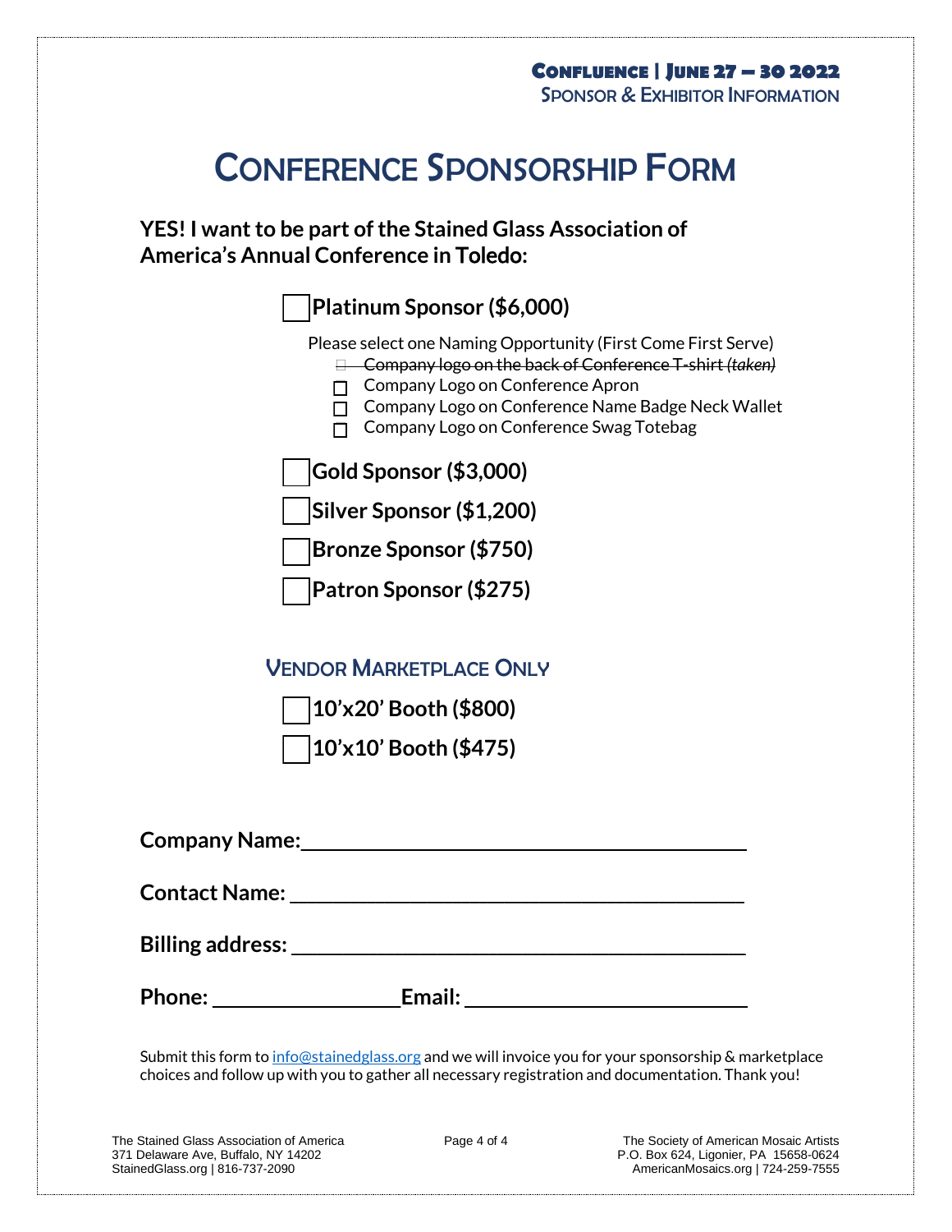# Conference Sponsorship Form

**YES! I want to be part of the Stained Glass Association of America's Annual Conference in Toledo:**

☐ **Platinum Sponsor ($6,000)**

Please select one Naming Opportunity (First Come First Serve)

- ~~☐ Company logo on the back of Conference T-shirt *(taken)*~~
- ☐ Company Logo on Conference Apron
- ☐ Company Logo on Conference Name Badge Neck Wallet
- ☐ Company Logo on Conference Swag Totebag

☐ **Gold Sponsor ($3,000)**

☐ **Silver Sponsor ($1,200)**

☐ **Bronze Sponsor ($750)**

☐ **Patron Sponsor ($275)**

## Vendor Marketplace Only

☐ **10'x20' Booth ($800)**

☐ **10'x10' Booth ($475)**

**Company Name:** ________________________________________

**Contact Name:** ________________________________________

**Billing address:** ________________________________________

**Phone:** ________________ **Email:** ________________________

Submit this form to info@stainedglass.org and we will invoice you for your sponsorship & marketplace choices and follow up with you to gather all necessary registration and documentation. Thank you!